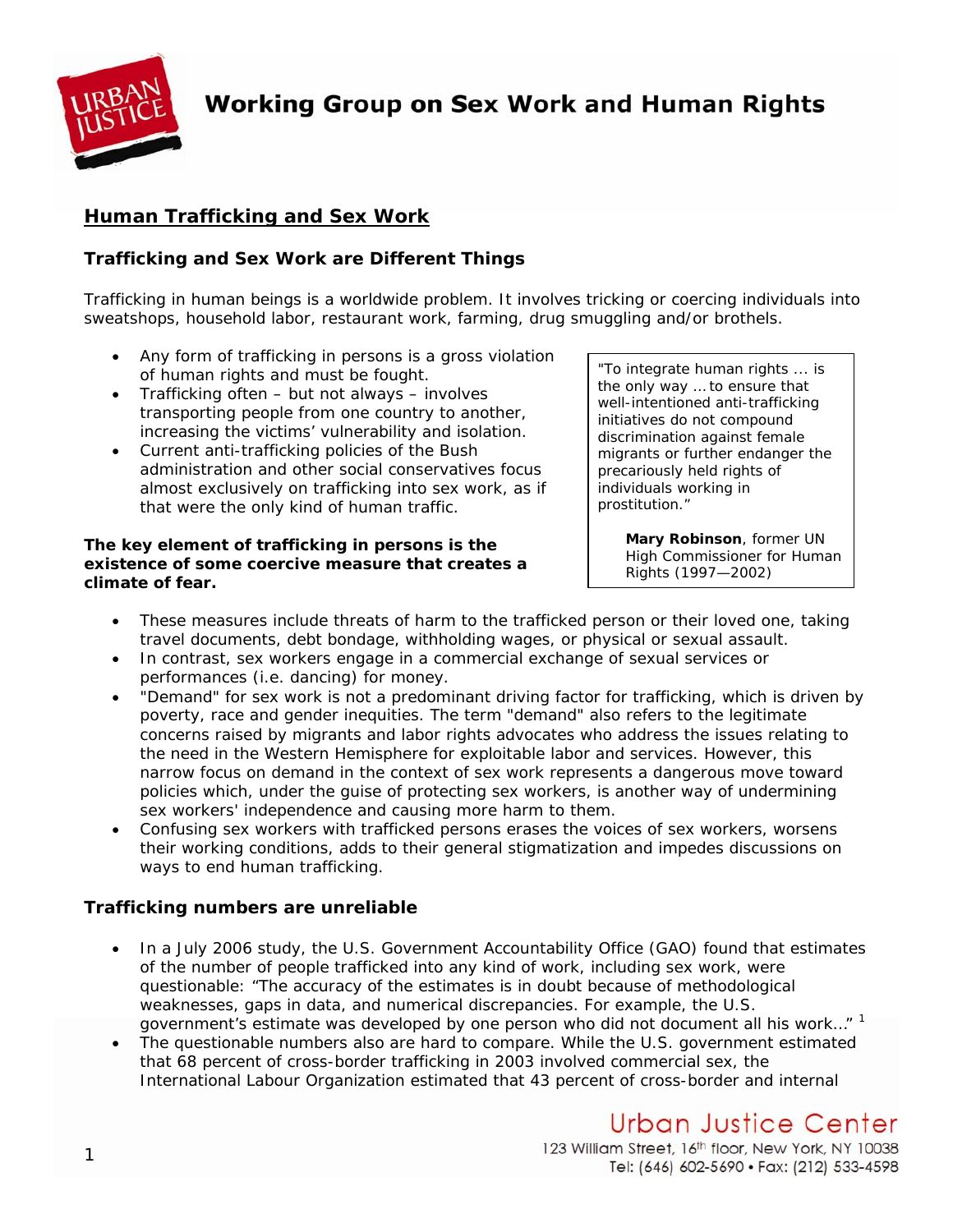# Working Group on Sex Work and Human Rights

## Human Trafficking and Sex Work

### Trafficking and Sex Work are Different Things

Trafficking in human beings is a worldwide problem. It involves tricking or coercing individuals into sweatshops, household labor, restaurant work, farming, drug smuggling and/or brothels.

- Any form of trafficking in persons is a gross violation of human rights and must be fought.
- Trafficking often – but not always – involves transporting people from one country to another, increasing the victims' vulnerability and isolation.
- Current anti-trafficking policies of the Bush administration and other social conservatives focus almost exclusively on trafficking into sex work, as if that were the only kind of human traffic.

> "To integrate human rights ... is the only way ... to ensure that well-intentioned anti-trafficking initiatives do not compound discrimination against female migrants or further endanger the precariously held rights of individuals working in prostitution."
>
> **Mary Robinson**, former UN High Commissioner for Human Rights (1997—2002)

**The key element of trafficking in persons is the existence of some coercive measure that creates a climate of fear.**

- These measures include threats of harm to the trafficked person or their loved one, taking travel documents, debt bondage, withholding wages, or physical or sexual assault.
- In contrast, sex workers engage in a commercial exchange of sexual services or performances (i.e. dancing) for money.
- "Demand" for sex work is not a predominant driving factor for trafficking, which is driven by poverty, race and gender inequities. The term "demand" also refers to the legitimate concerns raised by migrants and labor rights advocates who address the issues relating to the need in the Western Hemisphere for exploitable labor and services. However, this narrow focus on demand in the context of sex work represents a dangerous move toward policies which, under the guise of protecting sex workers, is another way of undermining sex workers' independence and causing more harm to them.
- Confusing sex workers with trafficked persons erases the voices of sex workers, worsens their working conditions, adds to their general stigmatization and impedes discussions on ways to end human trafficking.

### Trafficking numbers are unreliable

- In a July 2006 study, the U.S. Government Accountability Office (GAO) found that estimates of the number of people trafficked into any kind of work, including sex work, were questionable: "The accuracy of the estimates is in doubt because of methodological weaknesses, gaps in data, and numerical discrepancies. For example, the U.S. government's estimate was developed by one person who did not document all his work..." [1]
- The questionable numbers also are hard to compare. While the U.S. government estimated that 68 percent of cross-border trafficking in 2003 involved commercial sex, the International Labour Organization estimated that 43 percent of cross-border and internal

Urban Justice Center
123 William Street, 16th floor, New York, NY 10038
Tel: (646) 602-5690 • Fax: (212) 533-4598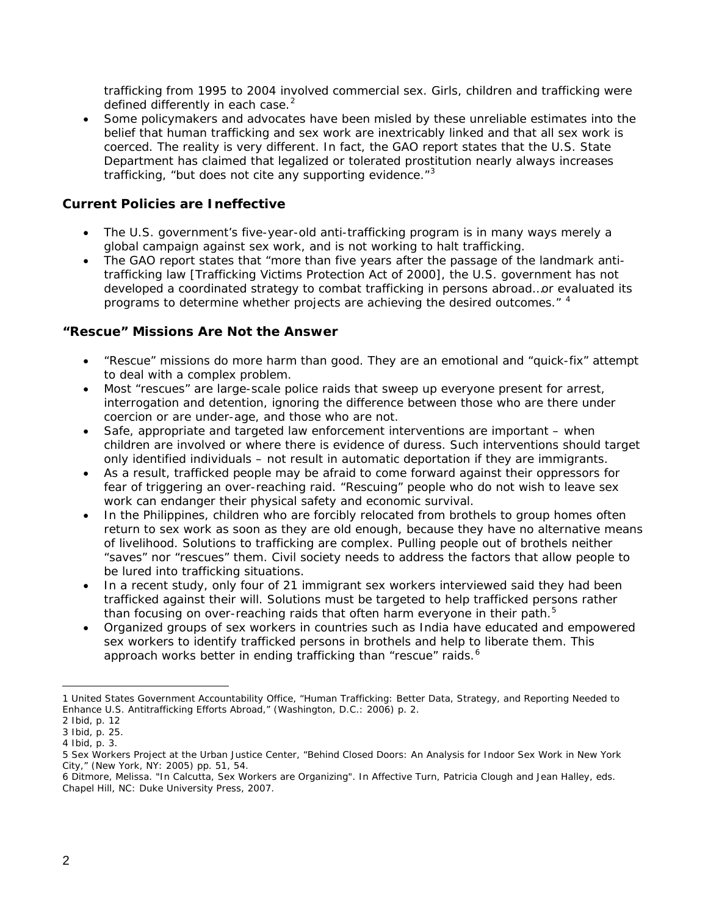trafficking from 1995 to 2004 involved commercial sex. Girls, children and trafficking were defined differently in each case.[2]

- Some policymakers and advocates have been misled by these unreliable estimates into the belief that human trafficking and sex work are inextricably linked and that all sex work is coerced. The reality is very different. In fact, the GAO report states that the U.S. State Department has claimed that legalized or tolerated prostitution nearly always increases trafficking, "but does not cite any supporting evidence."[3]

### Current Policies are Ineffective

- The U.S. government's five-year-old anti-trafficking program is in many ways merely a global campaign against sex work, and is not working to halt trafficking.
- The GAO report states that "more than five years after the passage of the landmark anti-trafficking law [Trafficking Victims Protection Act of 2000], the U.S. government has not developed a coordinated strategy to combat trafficking in persons abroad…or evaluated its programs to determine whether projects are achieving the desired outcomes."[4]

### "Rescue" Missions Are Not the Answer

- "Rescue" missions do more harm than good. They are an emotional and "quick-fix" attempt to deal with a complex problem.
- Most "rescues" are large-scale police raids that sweep up everyone present for arrest, interrogation and detention, ignoring the difference between those who are there under coercion or are under-age, and those who are not.
- Safe, appropriate and targeted law enforcement interventions are important – when children are involved or where there is evidence of duress. Such interventions should target only identified individuals – not result in automatic deportation if they are immigrants.
- As a result, trafficked people may be afraid to come forward against their oppressors for fear of triggering an over-reaching raid. "Rescuing" people who do not wish to leave sex work can endanger their physical safety and economic survival.
- In the Philippines, children who are forcibly relocated from brothels to group homes often return to sex work as soon as they are old enough, because they have no alternative means of livelihood. Solutions to trafficking are complex. Pulling people out of brothels neither "saves" nor "rescues" them. Civil society needs to address the factors that allow people to be lured into trafficking situations.
- In a recent study, only four of 21 immigrant sex workers interviewed said they had been trafficked against their will. Solutions must be targeted to help trafficked persons rather than focusing on over-reaching raids that often harm everyone in their path.[5]
- Organized groups of sex workers in countries such as India have educated and empowered sex workers to identify trafficked persons in brothels and help to liberate them. This approach works better in ending trafficking than "rescue" raids.[6]

---

1 United States Government Accountability Office, "Human Trafficking: Better Data, Strategy, and Reporting Needed to Enhance U.S. Antitrafficking Efforts Abroad," (Washington, D.C.: 2006) p. 2.
2 Ibid, p. 12
3 Ibid, p. 25.
4 Ibid, p. 3.
5 Sex Workers Project at the Urban Justice Center, "Behind Closed Doors: An Analysis for Indoor Sex Work in New York City," (New York, NY: 2005) pp. 51, 54.
6 Ditmore, Melissa. "In Calcutta, Sex Workers are Organizing". In Affective Turn, Patricia Clough and Jean Halley, eds. Chapel Hill, NC: Duke University Press, 2007.